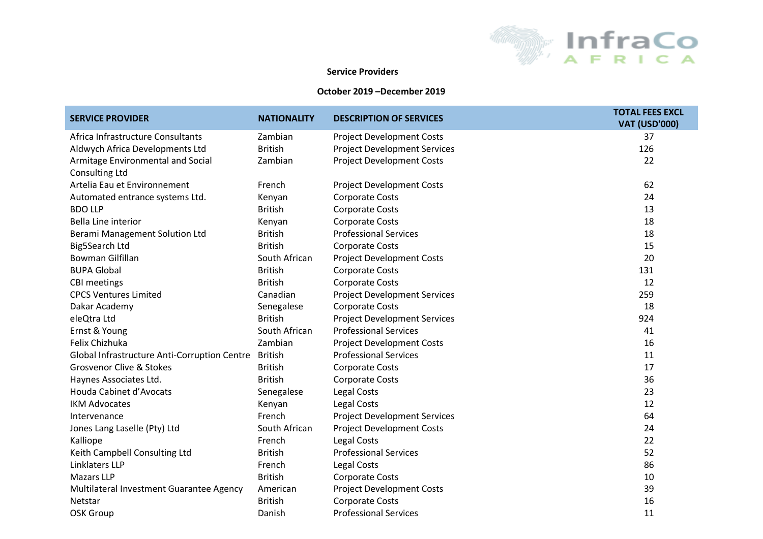**Service Providers**

**October 2019 –December 2019**

| SERVICE PROVIDER | NATIONALITY | DESCRIPTION OF SERVICES | TOTAL FEES EXCL VAT (USD'000) |
|---|---|---|---|
| Africa Infrastructure Consultants | Zambian | Project Development Costs | 37 |
| Aldwych Africa Developments Ltd | British | Project Development Services | 126 |
| Armitage Environmental and Social Consulting Ltd | Zambian | Project Development Costs | 22 |
| Artelia Eau et Environnement | French | Project Development Costs | 62 |
| Automated entrance systems Ltd. | Kenyan | Corporate Costs | 24 |
| BDO LLP | British | Corporate Costs | 13 |
| Bella Line interior | Kenyan | Corporate Costs | 18 |
| Berami Management Solution Ltd | British | Professional Services | 18 |
| Big5Search Ltd | British | Corporate Costs | 15 |
| Bowman Gilfillan | South African | Project Development Costs | 20 |
| BUPA Global | British | Corporate Costs | 131 |
| CBI meetings | British | Corporate Costs | 12 |
| CPCS Ventures Limited | Canadian | Project Development Services | 259 |
| Dakar Academy | Senegalese | Corporate Costs | 18 |
| eleQtra Ltd | British | Project Development Services | 924 |
| Ernst & Young | South African | Professional Services | 41 |
| Felix Chizhuka | Zambian | Project Development Costs | 16 |
| Global Infrastructure Anti-Corruption Centre | British | Professional Services | 11 |
| Grosvenor Clive & Stokes | British | Corporate Costs | 17 |
| Haynes Associates Ltd. | British | Corporate Costs | 36 |
| Houda Cabinet d'Avocats | Senegalese | Legal Costs | 23 |
| IKM Advocates | Kenyan | Legal Costs | 12 |
| Intervenance | French | Project Development Services | 64 |
| Jones Lang Laselle (Pty) Ltd | South African | Project Development Costs | 24 |
| Kalliope | French | Legal Costs | 22 |
| Keith Campbell Consulting Ltd | British | Professional Services | 52 |
| Linklaters LLP | French | Legal Costs | 86 |
| Mazars LLP | British | Corporate Costs | 10 |
| Multilateral Investment Guarantee Agency | American | Project Development Costs | 39 |
| Netstar | British | Corporate Costs | 16 |
| OSK Group | Danish | Professional Services | 11 |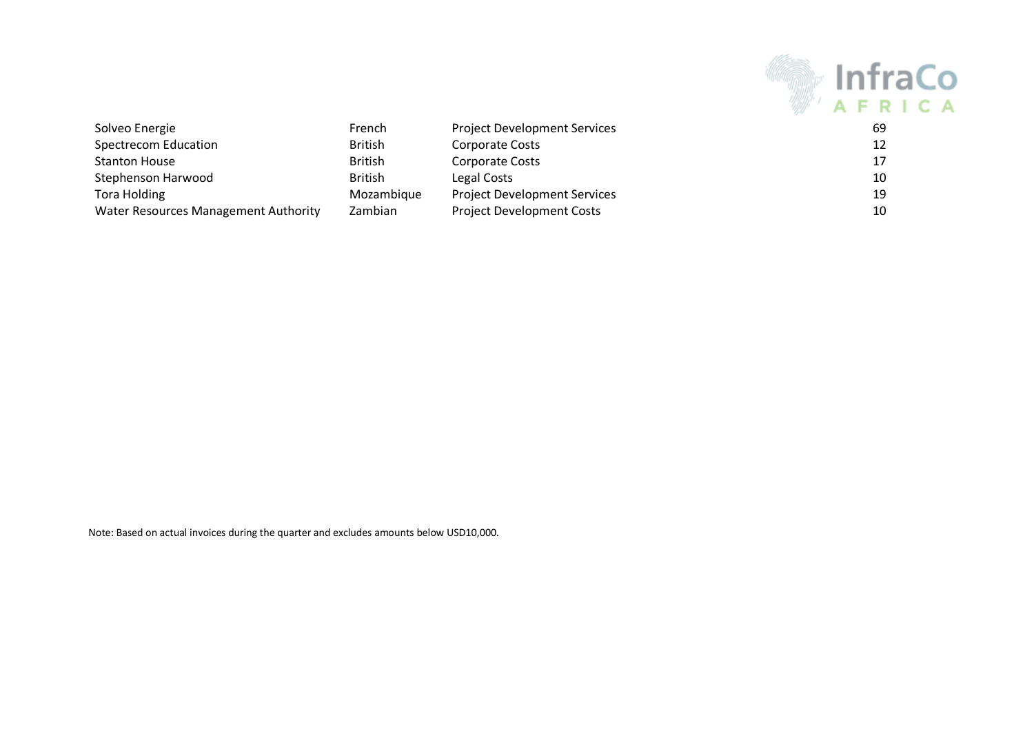| | | | |
|---|---|---|---|
| Solveo Energie | French | Project Development Services | 69 |
| Spectrecom Education | British | Corporate Costs | 12 |
| Stanton House | British | Corporate Costs | 17 |
| Stephenson Harwood | British | Legal Costs | 10 |
| Tora Holding | Mozambique | Project Development Services | 19 |
| Water Resources Management Authority | Zambian | Project Development Costs | 10 |

Note: Based on actual invoices during the quarter and excludes amounts below USD10,000.